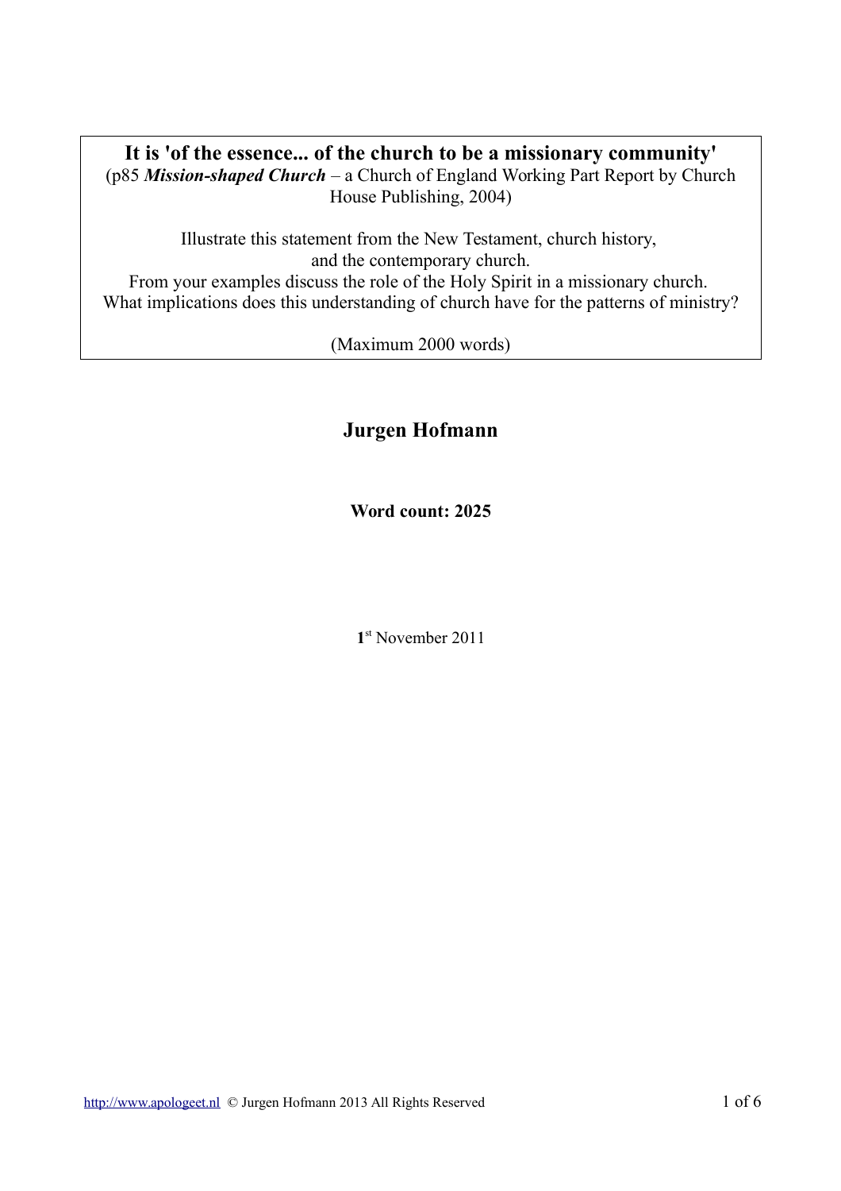**It is 'of the essence... of the church to be a missionary community'**
(p85 ***Mission-shaped Church*** – a Church of England Working Part Report by Church House Publishing, 2004)

Illustrate this statement from the New Testament, church history, and the contemporary church.
From your examples discuss the role of the Holy Spirit in a missionary church.
What implications does this understanding of church have for the patterns of ministry?

(Maximum 2000 words)

## Jurgen Hofmann

**Word count: 2025**

**1**st November 2011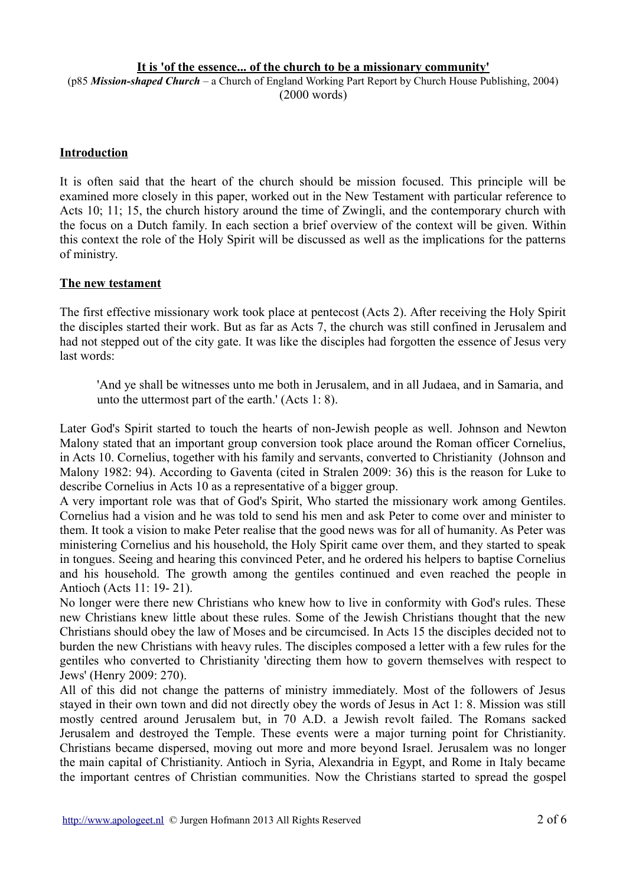**It is 'of the essence... of the church to be a missionary community'**

(p85 ***Mission-shaped Church*** – a Church of England Working Part Report by Church House Publishing, 2004)
(2000 words)

## Introduction

It is often said that the heart of the church should be mission focused. This principle will be examined more closely in this paper, worked out in the New Testament with particular reference to Acts 10; 11; 15, the church history around the time of Zwingli, and the contemporary church with the focus on a Dutch family. In each section a brief overview of the context will be given. Within this context the role of the Holy Spirit will be discussed as well as the implications for the patterns of ministry.

## The new testament

The first effective missionary work took place at pentecost (Acts 2). After receiving the Holy Spirit the disciples started their work. But as far as Acts 7, the church was still confined in Jerusalem and had not stepped out of the city gate. It was like the disciples had forgotten the essence of Jesus very last words:

> 'And ye shall be witnesses unto me both in Jerusalem, and in all Judaea, and in Samaria, and unto the uttermost part of the earth.' (Acts 1: 8).

Later God's Spirit started to touch the hearts of non-Jewish people as well. Johnson and Newton Malony stated that an important group conversion took place around the Roman officer Cornelius, in Acts 10. Cornelius, together with his family and servants, converted to Christianity (Johnson and Malony 1982: 94). According to Gaventa (cited in Stralen 2009: 36) this is the reason for Luke to describe Cornelius in Acts 10 as a representative of a bigger group.

A very important role was that of God's Spirit, Who started the missionary work among Gentiles. Cornelius had a vision and he was told to send his men and ask Peter to come over and minister to them. It took a vision to make Peter realise that the good news was for all of humanity. As Peter was ministering Cornelius and his household, the Holy Spirit came over them, and they started to speak in tongues. Seeing and hearing this convinced Peter, and he ordered his helpers to baptise Cornelius and his household. The growth among the gentiles continued and even reached the people in Antioch (Acts 11: 19- 21).

No longer were there new Christians who knew how to live in conformity with God's rules. These new Christians knew little about these rules. Some of the Jewish Christians thought that the new Christians should obey the law of Moses and be circumcised. In Acts 15 the disciples decided not to burden the new Christians with heavy rules. The disciples composed a letter with a few rules for the gentiles who converted to Christianity 'directing them how to govern themselves with respect to Jews' (Henry 2009: 270).

All of this did not change the patterns of ministry immediately. Most of the followers of Jesus stayed in their own town and did not directly obey the words of Jesus in Act 1: 8. Mission was still mostly centred around Jerusalem but, in 70 A.D. a Jewish revolt failed. The Romans sacked Jerusalem and destroyed the Temple. These events were a major turning point for Christianity. Christians became dispersed, moving out more and more beyond Israel. Jerusalem was no longer the main capital of Christianity. Antioch in Syria, Alexandria in Egypt, and Rome in Italy became the important centres of Christian communities. Now the Christians started to spread the gospel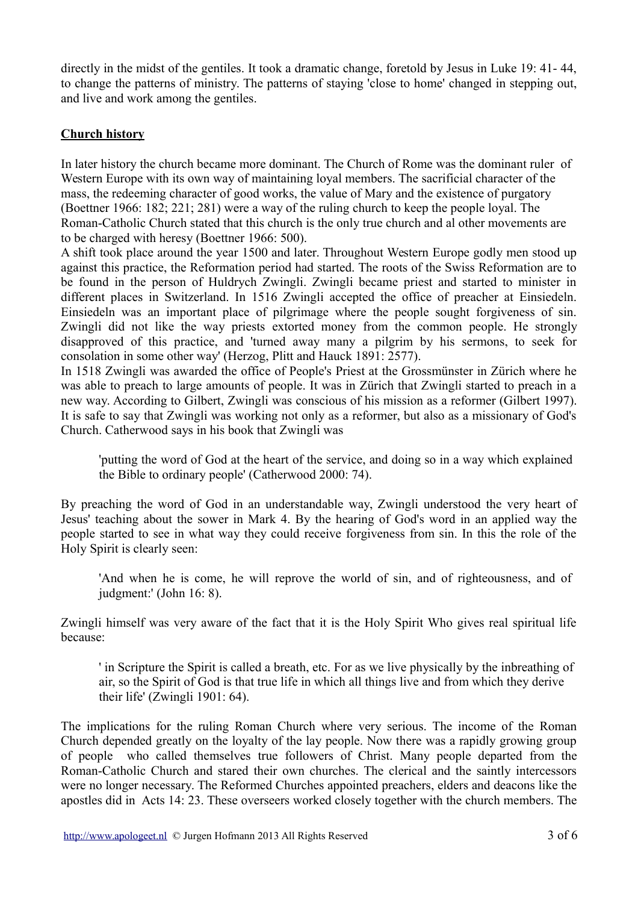directly in the midst of the gentiles. It took a dramatic change, foretold by Jesus in Luke 19: 41- 44, to change the patterns of ministry. The patterns of staying 'close to home' changed in stepping out, and live and work among the gentiles.

**Church history**

In later history the church became more dominant. The Church of Rome was the dominant ruler of Western Europe with its own way of maintaining loyal members. The sacrificial character of the mass, the redeeming character of good works, the value of Mary and the existence of purgatory (Boettner 1966: 182; 221; 281) were a way of the ruling church to keep the people loyal. The Roman-Catholic Church stated that this church is the only true church and al other movements are to be charged with heresy (Boettner 1966: 500).
A shift took place around the year 1500 and later. Throughout Western Europe godly men stood up against this practice, the Reformation period had started. The roots of the Swiss Reformation are to be found in the person of Huldrych Zwingli. Zwingli became priest and started to minister in different places in Switzerland. In 1516 Zwingli accepted the office of preacher at Einsiedeln. Einsiedeln was an important place of pilgrimage where the people sought forgiveness of sin. Zwingli did not like the way priests extorted money from the common people. He strongly disapproved of this practice, and 'turned away many a pilgrim by his sermons, to seek for consolation in some other way' (Herzog, Plitt and Hauck 1891: 2577).
In 1518 Zwingli was awarded the office of People's Priest at the Grossmünster in Zürich where he was able to preach to large amounts of people. It was in Zürich that Zwingli started to preach in a new way. According to Gilbert, Zwingli was conscious of his mission as a reformer (Gilbert 1997). It is safe to say that Zwingli was working not only as a reformer, but also as a missionary of God's Church. Catherwood says in his book that Zwingli was

> 'putting the word of God at the heart of the service, and doing so in a way which explained the Bible to ordinary people' (Catherwood 2000: 74).

By preaching the word of God in an understandable way, Zwingli understood the very heart of Jesus' teaching about the sower in Mark 4. By the hearing of God's word in an applied way the people started to see in what way they could receive forgiveness from sin. In this the role of the Holy Spirit is clearly seen:

> 'And when he is come, he will reprove the world of sin, and of righteousness, and of judgment:' (John 16: 8).

Zwingli himself was very aware of the fact that it is the Holy Spirit Who gives real spiritual life because:

> ' in Scripture the Spirit is called a breath, etc. For as we live physically by the inbreathing of air, so the Spirit of God is that true life in which all things live and from which they derive their life' (Zwingli 1901: 64).

The implications for the ruling Roman Church where very serious. The income of the Roman Church depended greatly on the loyalty of the lay people. Now there was a rapidly growing group of people who called themselves true followers of Christ. Many people departed from the Roman-Catholic Church and stared their own churches. The clerical and the saintly intercessors were no longer necessary. The Reformed Churches appointed preachers, elders and deacons like the apostles did in Acts 14: 23. These overseers worked closely together with the church members. The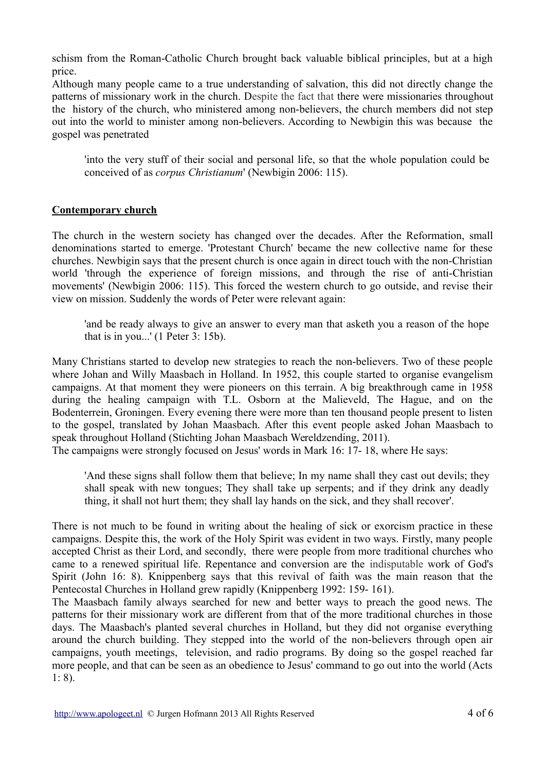schism from the Roman-Catholic Church brought back valuable biblical principles, but at a high price.
Although many people came to a true understanding of salvation, this did not directly change the patterns of missionary work in the church. Despite the fact that there were missionaries throughout the history of the church, who ministered among non-believers, the church members did not step out into the world to minister among non-believers. According to Newbigin this was because the gospel was penetrated

> 'into the very stuff of their social and personal life, so that the whole population could be conceived of as *corpus Christianum*' (Newbigin 2006: 115).

**Contemporary church**

The church in the western society has changed over the decades. After the Reformation, small denominations started to emerge. 'Protestant Church' became the new collective name for these churches. Newbigin says that the present church is once again in direct touch with the non-Christian world 'through the experience of foreign missions, and through the rise of anti-Christian movements' (Newbigin 2006: 115). This forced the western church to go outside, and revise their view on mission. Suddenly the words of Peter were relevant again:

> 'and be ready always to give an answer to every man that asketh you a reason of the hope that is in you...' (1 Peter 3: 15b).

Many Christians started to develop new strategies to reach the non-believers. Two of these people where Johan and Willy Maasbach in Holland. In 1952, this couple started to organise evangelism campaigns. At that moment they were pioneers on this terrain. A big breakthrough came in 1958 during the healing campaign with T.L. Osborn at the Malieveld, The Hague, and on the Bodenterrein, Groningen. Every evening there were more than ten thousand people present to listen to the gospel, translated by Johan Maasbach. After this event people asked Johan Maasbach to speak throughout Holland (Stichting Johan Maasbach Wereldzending, 2011).
The campaigns were strongly focused on Jesus' words in Mark 16: 17- 18, where He says:

> 'And these signs shall follow them that believe; In my name shall they cast out devils; they shall speak with new tongues; They shall take up serpents; and if they drink any deadly thing, it shall not hurt them; they shall lay hands on the sick, and they shall recover'.

There is not much to be found in writing about the healing of sick or exorcism practice in these campaigns. Despite this, the work of the Holy Spirit was evident in two ways. Firstly, many people accepted Christ as their Lord, and secondly, there were people from more traditional churches who came to a renewed spiritual life. Repentance and conversion are the indisputable work of God's Spirit (John 16: 8). Knippenberg says that this revival of faith was the main reason that the Pentecostal Churches in Holland grew rapidly (Knippenberg 1992: 159- 161).
The Maasbach family always searched for new and better ways to preach the good news. The patterns for their missionary work are different from that of the more traditional churches in those days. The Maasbach's planted several churches in Holland, but they did not organise everything around the church building. They stepped into the world of the non-believers through open air campaigns, youth meetings, television, and radio programs. By doing so the gospel reached far more people, and that can be seen as an obedience to Jesus' command to go out into the world (Acts 1: 8).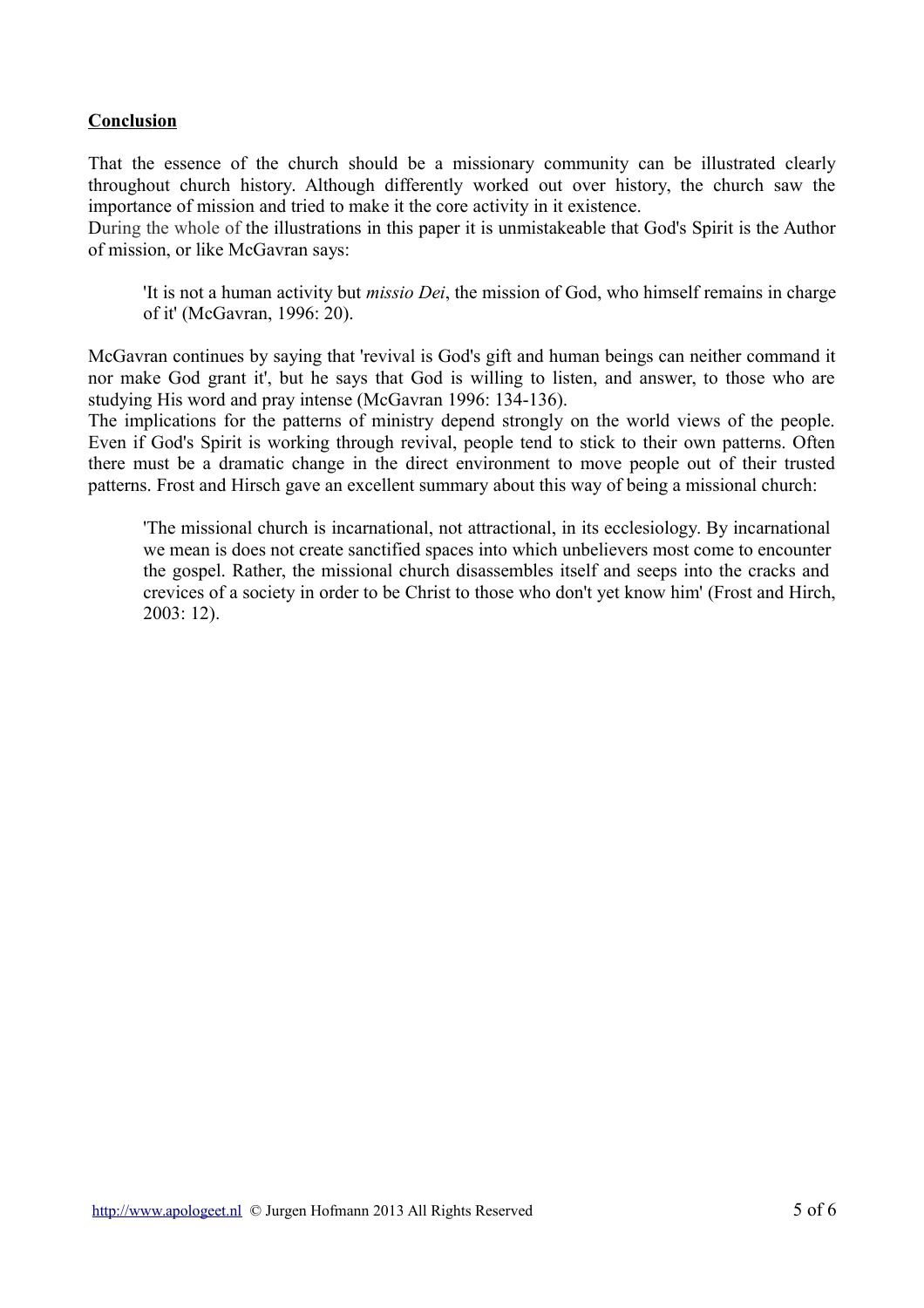## Conclusion

That the essence of the church should be a missionary community can be illustrated clearly throughout church history. Although differently worked out over history, the church saw the importance of mission and tried to make it the core activity in it existence.
During the whole of the illustrations in this paper it is unmistakeable that God's Spirit is the Author of mission, or like McGavran says:

> 'It is not a human activity but *missio Dei*, the mission of God, who himself remains in charge of it' (McGavran, 1996: 20).

McGavran continues by saying that 'revival is God's gift and human beings can neither command it nor make God grant it', but he says that God is willing to listen, and answer, to those who are studying His word and pray intense (McGavran 1996: 134-136).
The implications for the patterns of ministry depend strongly on the world views of the people. Even if God's Spirit is working through revival, people tend to stick to their own patterns. Often there must be a dramatic change in the direct environment to move people out of their trusted patterns. Frost and Hirsch gave an excellent summary about this way of being a missional church:

> 'The missional church is incarnational, not attractional, in its ecclesiology. By incarnational we mean is does not create sanctified spaces into which unbelievers most come to encounter the gospel. Rather, the missional church disassembles itself and seeps into the cracks and crevices of a society in order to be Christ to those who don't yet know him' (Frost and Hirch, 2003: 12).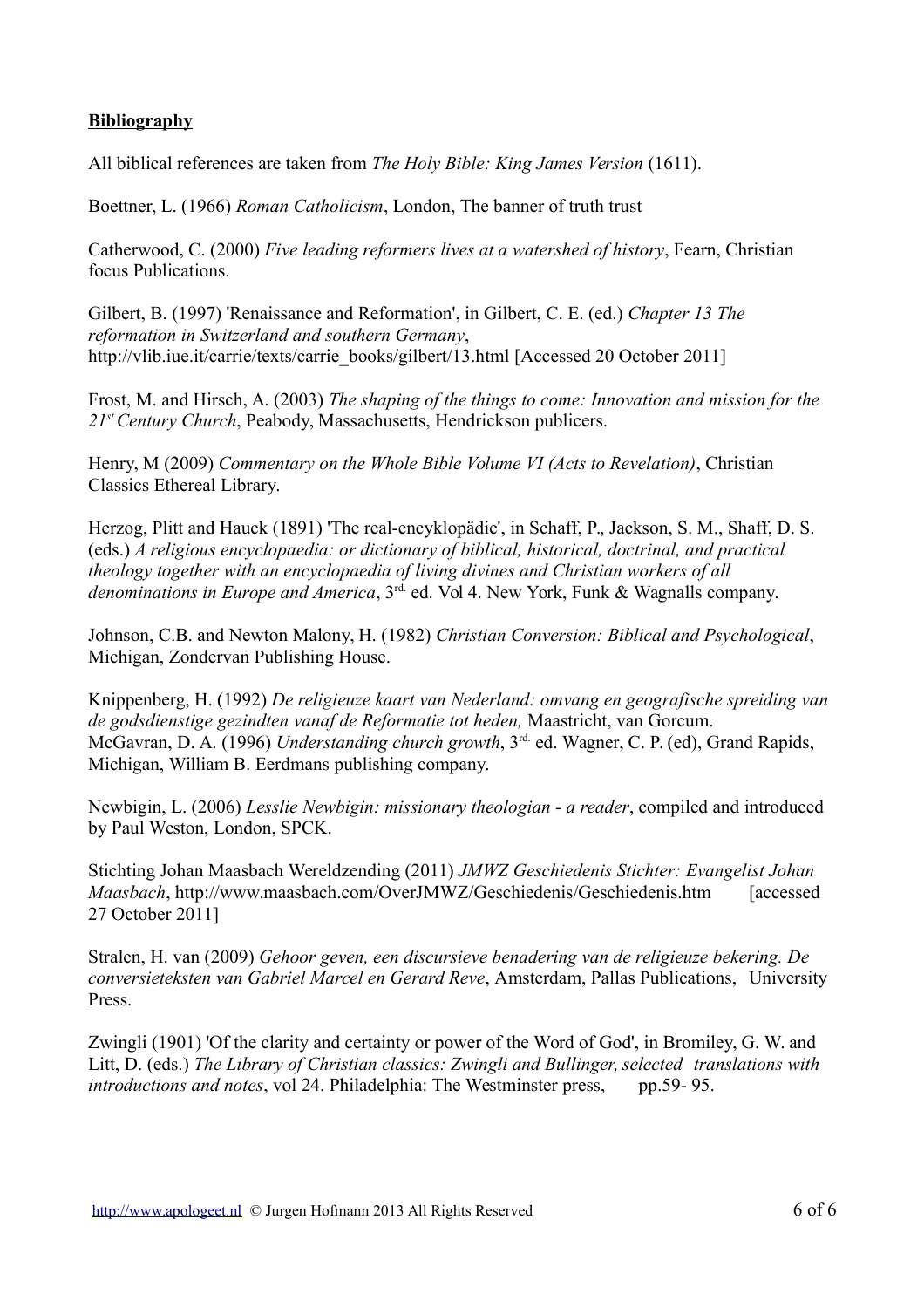**Bibliography**

All biblical references are taken from *The Holy Bible: King James Version* (1611).

Boettner, L. (1966) *Roman Catholicism*, London, The banner of truth trust

Catherwood, C. (2000) *Five leading reformers lives at a watershed of history*, Fearn, Christian focus Publications.

Gilbert, B. (1997) 'Renaissance and Reformation', in Gilbert, C. E. (ed.) *Chapter 13 The reformation in Switzerland and southern Germany*, http://vlib.iue.it/carrie/texts/carrie_books/gilbert/13.html [Accessed 20 October 2011]

Frost, M. and Hirsch, A. (2003) *The shaping of the things to come: Innovation and mission for the 21st Century Church*, Peabody, Massachusetts, Hendrickson publicers.

Henry, M (2009) *Commentary on the Whole Bible Volume VI (Acts to Revelation)*, Christian Classics Ethereal Library.

Herzog, Plitt and Hauck (1891) 'The real-encyklopädie', in Schaff, P., Jackson, S. M., Shaff, D. S. (eds.) *A religious encyclopaedia: or dictionary of biblical, historical, doctrinal, and practical theology together with an encyclopaedia of living divines and Christian workers of all denominations in Europe and America*, 3rd. ed. Vol 4. New York, Funk & Wagnalls company.

Johnson, C.B. and Newton Malony, H. (1982) *Christian Conversion: Biblical and Psychological*, Michigan, Zondervan Publishing House.

Knippenberg, H. (1992) *De religieuze kaart van Nederland: omvang en geografische spreiding van de godsdienstige gezindten vanaf de Reformatie tot heden,* Maastricht, van Gorcum.
McGavran, D. A. (1996) *Understanding church growth*, 3rd. ed. Wagner, C. P. (ed), Grand Rapids, Michigan, William B. Eerdmans publishing company.

Newbigin, L. (2006) *Lesslie Newbigin: missionary theologian - a reader*, compiled and introduced by Paul Weston, London, SPCK.

Stichting Johan Maasbach Wereldzending (2011) *JMWZ Geschiedenis Stichter: Evangelist Johan Maasbach*, http://www.maasbach.com/OverJMWZ/Geschiedenis/Geschiedenis.htm [accessed 27 October 2011]

Stralen, H. van (2009) *Gehoor geven, een discursieve benadering van de religieuze bekering. De conversieteksten van Gabriel Marcel en Gerard Reve*, Amsterdam, Pallas Publications, University Press.

Zwingli (1901) 'Of the clarity and certainty or power of the Word of God', in Bromiley, G. W. and Litt, D. (eds.) *The Library of Christian classics: Zwingli and Bullinger, selected translations with introductions and notes*, vol 24. Philadelphia: The Westminster press, pp.59- 95.

http://www.apologeet.nl © Jurgen Hofmann 2013 All Rights Reserved